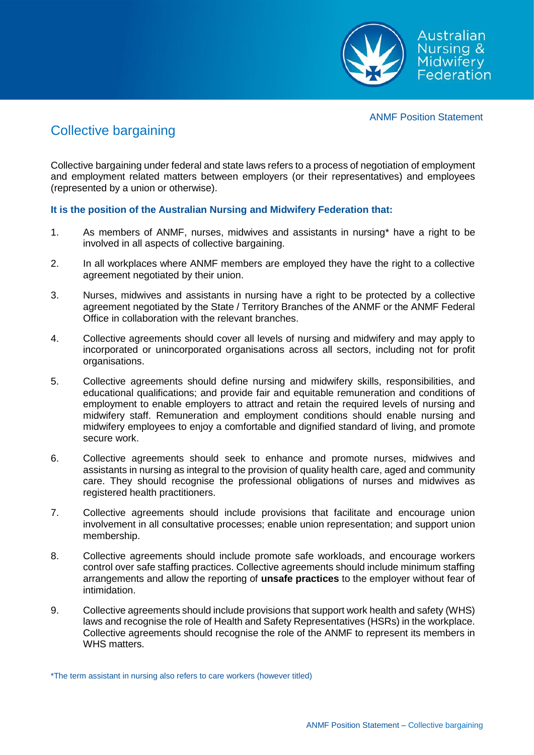ANMF Position Statement

# Collective bargaining

Collective bargaining under federal and state laws refers to a process of negotiation of employment and employment related matters between employers (or their representatives) and employees (represented by a union or otherwise).

**It is the position of the Australian Nursing and Midwifery Federation that:**

1. As members of ANMF, nurses, midwives and assistants in nursing* have a right to be involved in all aspects of collective bargaining.

2. In all workplaces where ANMF members are employed they have the right to a collective agreement negotiated by their union.

3. Nurses, midwives and assistants in nursing have a right to be protected by a collective agreement negotiated by the State / Territory Branches of the ANMF or the ANMF Federal Office in collaboration with the relevant branches.

4. Collective agreements should cover all levels of nursing and midwifery and may apply to incorporated or unincorporated organisations across all sectors, including not for profit organisations.

5. Collective agreements should define nursing and midwifery skills, responsibilities, and educational qualifications; and provide fair and equitable remuneration and conditions of employment to enable employers to attract and retain the required levels of nursing and midwifery staff. Remuneration and employment conditions should enable nursing and midwifery employees to enjoy a comfortable and dignified standard of living, and promote secure work.

6. Collective agreements should seek to enhance and promote nurses, midwives and assistants in nursing as integral to the provision of quality health care, aged and community care. They should recognise the professional obligations of nurses and midwives as registered health practitioners.

7. Collective agreements should include provisions that facilitate and encourage union involvement in all consultative processes; enable union representation; and support union membership.

8. Collective agreements should include promote safe workloads, and encourage workers control over safe staffing practices. Collective agreements should include minimum staffing arrangements and allow the reporting of **unsafe practices** to the employer without fear of intimidation.

9. Collective agreements should include provisions that support work health and safety (WHS) laws and recognise the role of Health and Safety Representatives (HSRs) in the workplace. Collective agreements should recognise the role of the ANMF to represent its members in WHS matters.

*The term assistant in nursing also refers to care workers (however titled)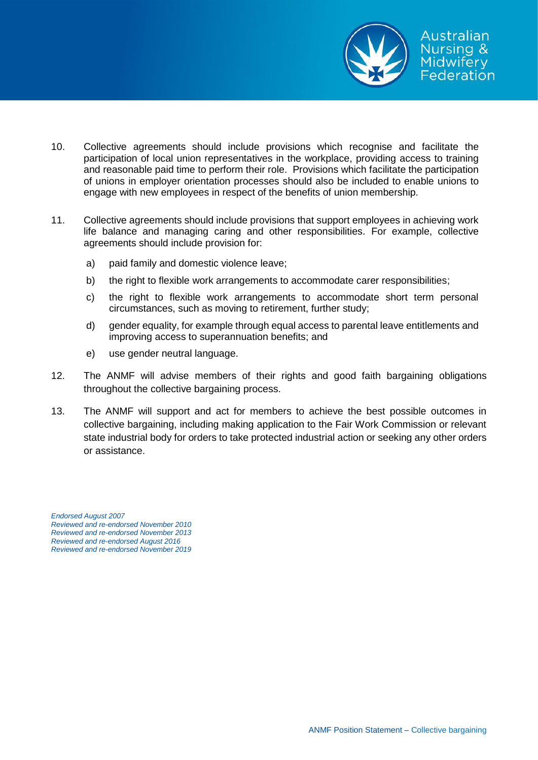10. Collective agreements should include provisions which recognise and facilitate the participation of local union representatives in the workplace, providing access to training and reasonable paid time to perform their role. Provisions which facilitate the participation of unions in employer orientation processes should also be included to enable unions to engage with new employees in respect of the benefits of union membership.

11. Collective agreements should include provisions that support employees in achieving work life balance and managing caring and other responsibilities. For example, collective agreements should include provision for:

    a) paid family and domestic violence leave;

    b) the right to flexible work arrangements to accommodate carer responsibilities;

    c) the right to flexible work arrangements to accommodate short term personal circumstances, such as moving to retirement, further study;

    d) gender equality, for example through equal access to parental leave entitlements and improving access to superannuation benefits; and

    e) use gender neutral language.

12. The ANMF will advise members of their rights and good faith bargaining obligations throughout the collective bargaining process.

13. The ANMF will support and act for members to achieve the best possible outcomes in collective bargaining, including making application to the Fair Work Commission or relevant state industrial body for orders to take protected industrial action or seeking any other orders or assistance.

*Endorsed August 2007*
*Reviewed and re-endorsed November 2010*
*Reviewed and re-endorsed November 2013*
*Reviewed and re-endorsed August 2016*
*Reviewed and re-endorsed November 2019*